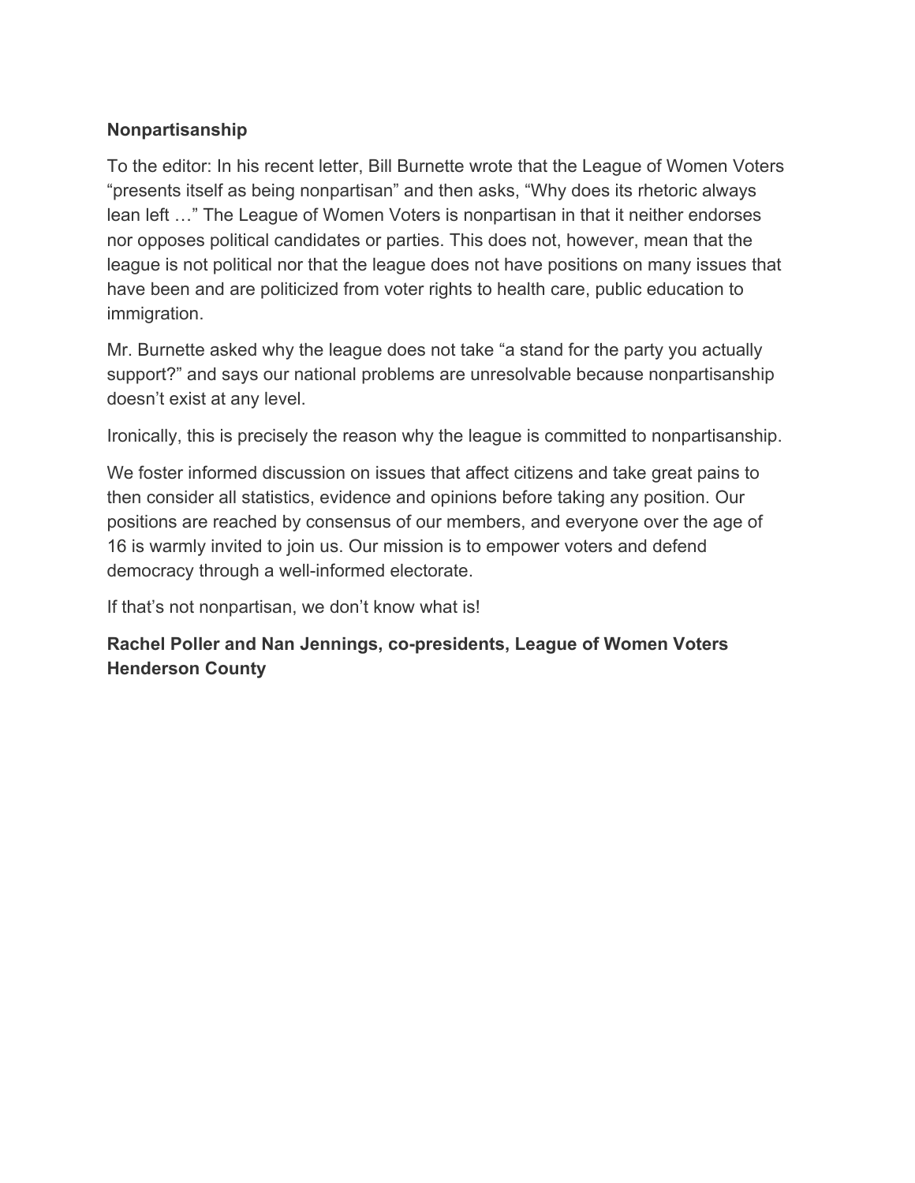**Nonpartisanship**

To the editor: In his recent letter, Bill Burnette wrote that the League of Women Voters "presents itself as being nonpartisan" and then asks, "Why does its rhetoric always lean left …" The League of Women Voters is nonpartisan in that it neither endorses nor opposes political candidates or parties. This does not, however, mean that the league is not political nor that the league does not have positions on many issues that have been and are politicized from voter rights to health care, public education to immigration.

Mr. Burnette asked why the league does not take "a stand for the party you actually support?" and says our national problems are unresolvable because nonpartisanship doesn't exist at any level.

Ironically, this is precisely the reason why the league is committed to nonpartisanship.

We foster informed discussion on issues that affect citizens and take great pains to then consider all statistics, evidence and opinions before taking any position. Our positions are reached by consensus of our members, and everyone over the age of 16 is warmly invited to join us. Our mission is to empower voters and defend democracy through a well-informed electorate.

If that's not nonpartisan, we don't know what is!

**Rachel Poller and Nan Jennings, co-presidents, League of Women Voters Henderson County**